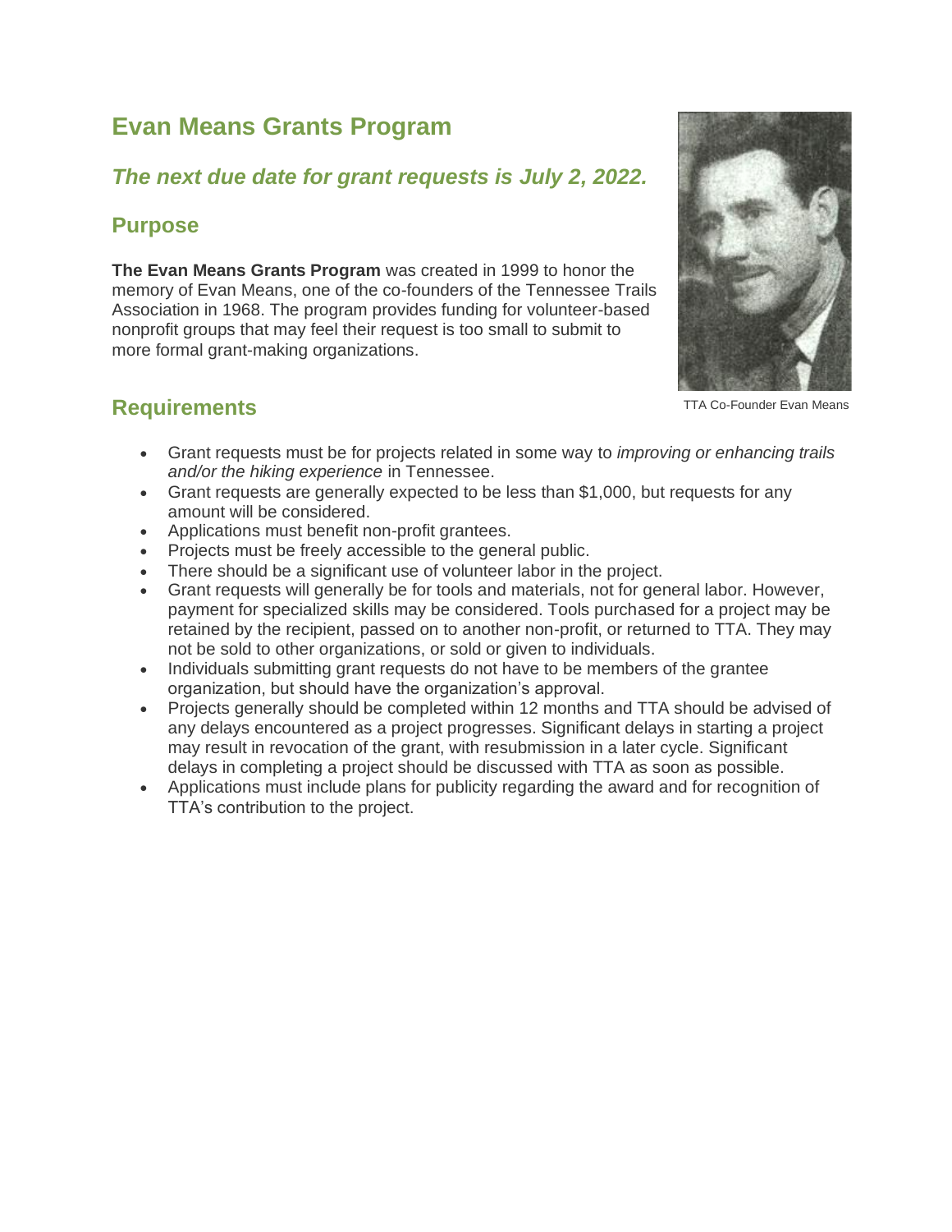# Evan Means Grants Program

## *The next due date for grant requests is July 2, 2022.*

## Purpose

**The Evan Means Grants Program** was created in 1999 to honor the memory of Evan Means, one of the co-founders of the Tennessee Trails Association in 1968. The program provides funding for volunteer-based nonprofit groups that may feel their request is too small to submit to more formal grant-making organizations.

TTA Co-Founder Evan Means

## Requirements

- Grant requests must be for projects related in some way to *improving or enhancing trails and/or the hiking experience* in Tennessee.
- Grant requests are generally expected to be less than $1,000, but requests for any amount will be considered.
- Applications must benefit non-profit grantees.
- Projects must be freely accessible to the general public.
- There should be a significant use of volunteer labor in the project.
- Grant requests will generally be for tools and materials, not for general labor. However, payment for specialized skills may be considered. Tools purchased for a project may be retained by the recipient, passed on to another non-profit, or returned to TTA. They may not be sold to other organizations, or sold or given to individuals.
- Individuals submitting grant requests do not have to be members of the grantee organization, but should have the organization's approval.
- Projects generally should be completed within 12 months and TTA should be advised of any delays encountered as a project progresses. Significant delays in starting a project may result in revocation of the grant, with resubmission in a later cycle. Significant delays in completing a project should be discussed with TTA as soon as possible.
- Applications must include plans for publicity regarding the award and for recognition of TTA's contribution to the project.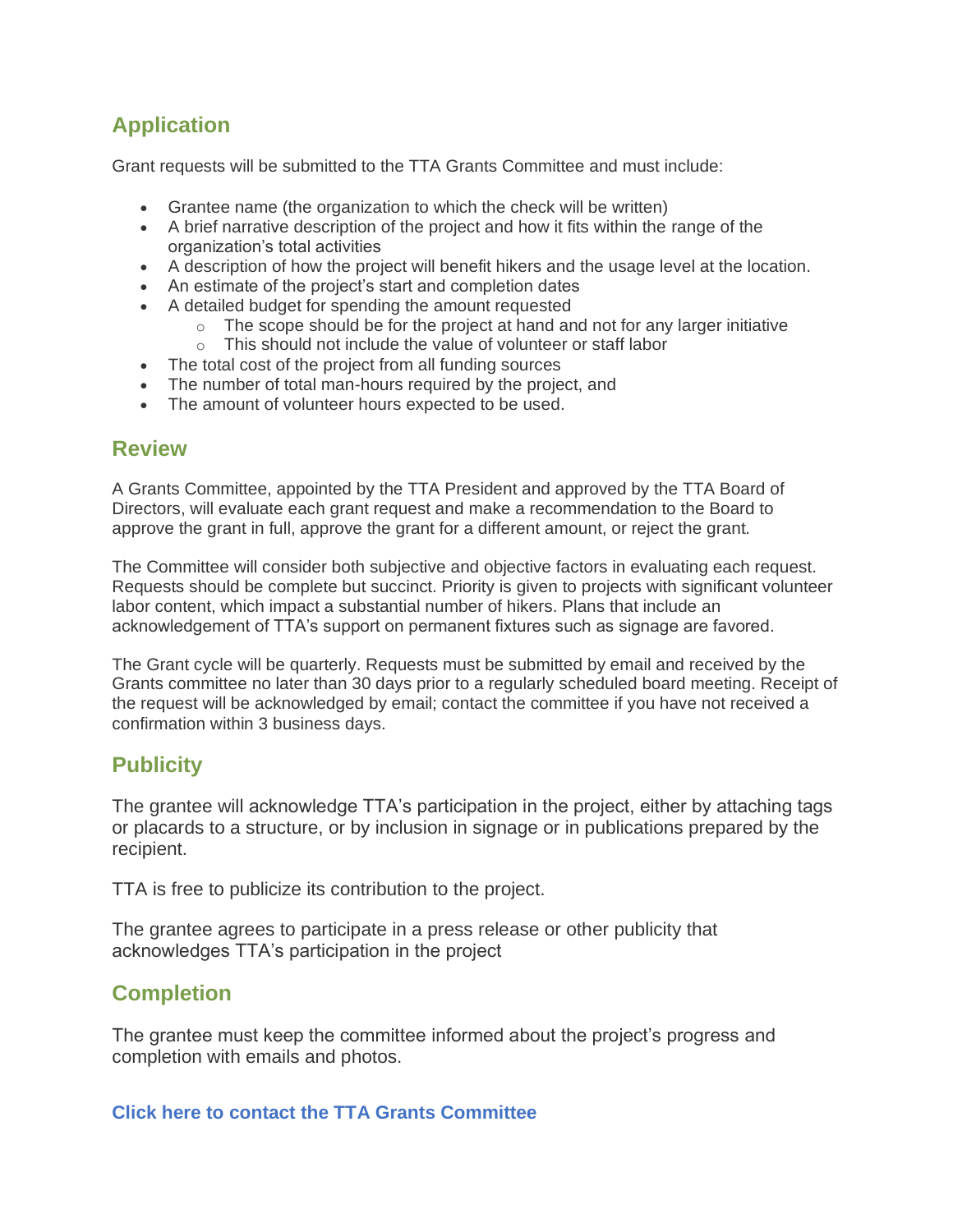## Application

Grant requests will be submitted to the TTA Grants Committee and must include:

- Grantee name (the organization to which the check will be written)
- A brief narrative description of the project and how it fits within the range of the organization's total activities
- A description of how the project will benefit hikers and the usage level at the location.
- An estimate of the project's start and completion dates
- A detailed budget for spending the amount requested
  - The scope should be for the project at hand and not for any larger initiative
  - This should not include the value of volunteer or staff labor
- The total cost of the project from all funding sources
- The number of total man-hours required by the project, and
- The amount of volunteer hours expected to be used.

## Review

A Grants Committee, appointed by the TTA President and approved by the TTA Board of Directors, will evaluate each grant request and make a recommendation to the Board to approve the grant in full, approve the grant for a different amount, or reject the grant.

The Committee will consider both subjective and objective factors in evaluating each request. Requests should be complete but succinct. Priority is given to projects with significant volunteer labor content, which impact a substantial number of hikers. Plans that include an acknowledgement of TTA's support on permanent fixtures such as signage are favored.

The Grant cycle will be quarterly. Requests must be submitted by email and received by the Grants committee no later than 30 days prior to a regularly scheduled board meeting. Receipt of the request will be acknowledged by email; contact the committee if you have not received a confirmation within 3 business days.

## Publicity

The grantee will acknowledge TTA's participation in the project, either by attaching tags or placards to a structure, or by inclusion in signage or in publications prepared by the recipient.

TTA is free to publicize its contribution to the project.

The grantee agrees to participate in a press release or other publicity that acknowledges TTA's participation in the project

## Completion

The grantee must keep the committee informed about the project's progress and completion with emails and photos.

**Click here to contact the TTA Grants Committee**